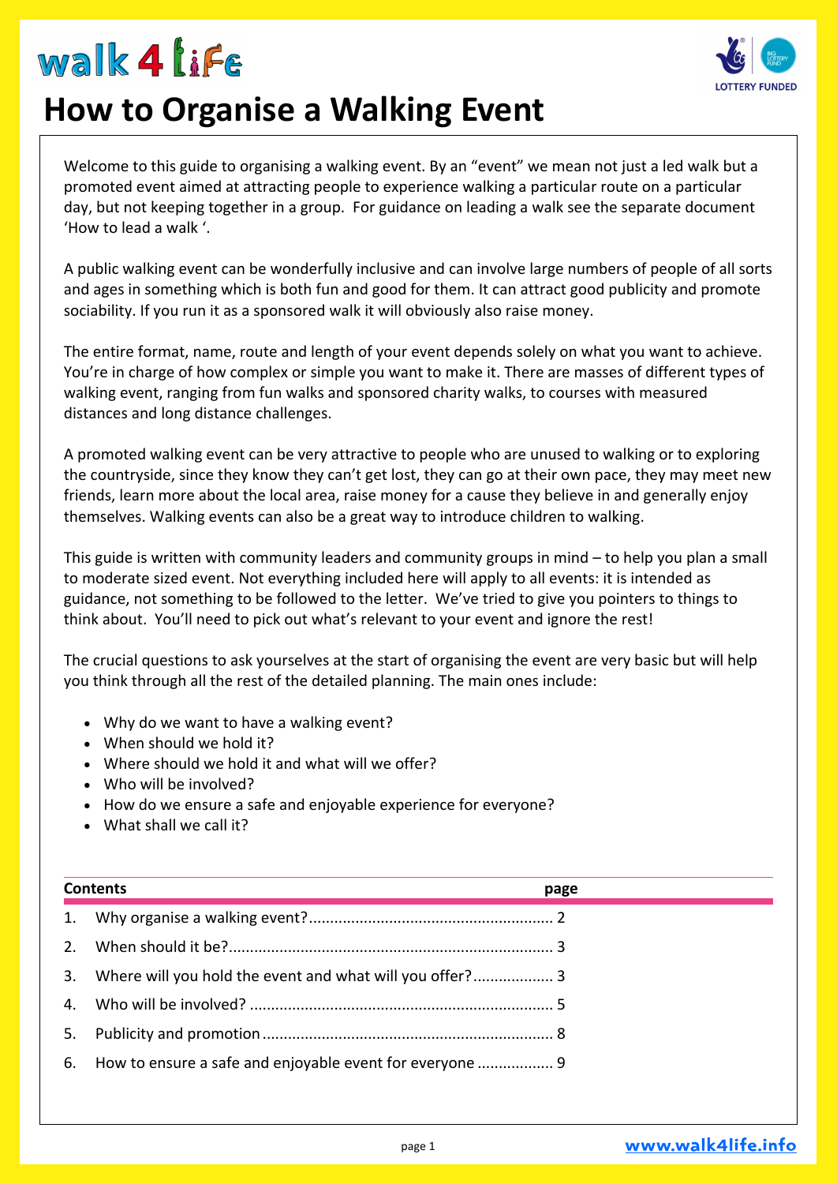walk 4 life

# How to Organise a Walking Event

Welcome to this guide to organising a walking event. By an "event" we mean not just a led walk but a promoted event aimed at attracting people to experience walking a particular route on a particular day, but not keeping together in a group. For guidance on leading a walk see the separate document 'How to lead a walk '.

A public walking event can be wonderfully inclusive and can involve large numbers of people of all sorts and ages in something which is both fun and good for them. It can attract good publicity and promote sociability. If you run it as a sponsored walk it will obviously also raise money.

The entire format, name, route and length of your event depends solely on what you want to achieve. You're in charge of how complex or simple you want to make it. There are masses of different types of walking event, ranging from fun walks and sponsored charity walks, to courses with measured distances and long distance challenges.

A promoted walking event can be very attractive to people who are unused to walking or to exploring the countryside, since they know they can't get lost, they can go at their own pace, they may meet new friends, learn more about the local area, raise money for a cause they believe in and generally enjoy themselves. Walking events can also be a great way to introduce children to walking.

This guide is written with community leaders and community groups in mind – to help you plan a small to moderate sized event. Not everything included here will apply to all events: it is intended as guidance, not something to be followed to the letter. We've tried to give you pointers to things to think about. You'll need to pick out what's relevant to your event and ignore the rest!

The crucial questions to ask yourselves at the start of organising the event are very basic but will help you think through all the rest of the detailed planning. The main ones include:

- Why do we want to have a walking event?
- When should we hold it?
- Where should we hold it and what will we offer?
- Who will be involved?
- How do we ensure a safe and enjoyable experience for everyone?
- What shall we call it?

| Contents | page |
|---|---|
| 1. Why organise a walking event? | 2 |
| 2. When should it be? | 3 |
| 3. Where will you hold the event and what will you offer? | 3 |
| 4. Who will be involved? | 5 |
| 5. Publicity and promotion | 8 |
| 6. How to ensure a safe and enjoyable event for everyone | 9 |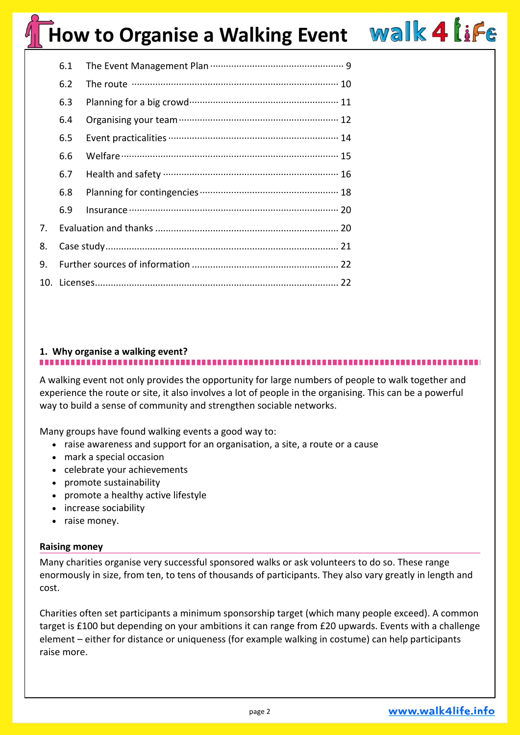6.1 The Event Management Plan ........ 9
6.2 The route ........ 10
6.3 Planning for a big crowd ........ 11
6.4 Organising your team ........ 12
6.5 Event practicalities ........ 14
6.6 Welfare ........ 15
6.7 Health and safety ........ 16
6.8 Planning for contingencies ........ 18
6.9 Insurance ........ 20

7. Evaluation and thanks ........ 20
8. Case study ........ 21
9. Further sources of information ........ 22
10. Licenses ........ 22

## 1. Why organise a walking event?

A walking event not only provides the opportunity for large numbers of people to walk together and experience the route or site, it also involves a lot of people in the organising. This can be a powerful way to build a sense of community and strengthen sociable networks.

Many groups have found walking events a good way to:

- raise awareness and support for an organisation, a site, a route or a cause
- mark a special occasion
- celebrate your achievements
- promote sustainability
- promote a healthy active lifestyle
- increase sociability
- raise money.

### Raising money

Many charities organise very successful sponsored walks or ask volunteers to do so. These range enormously in size, from ten, to tens of thousands of participants. They also vary greatly in length and cost.

Charities often set participants a minimum sponsorship target (which many people exceed). A common target is £100 but depending on your ambitions it can range from £20 upwards. Events with a challenge element – either for distance or uniqueness (for example walking in costume) can help participants raise more.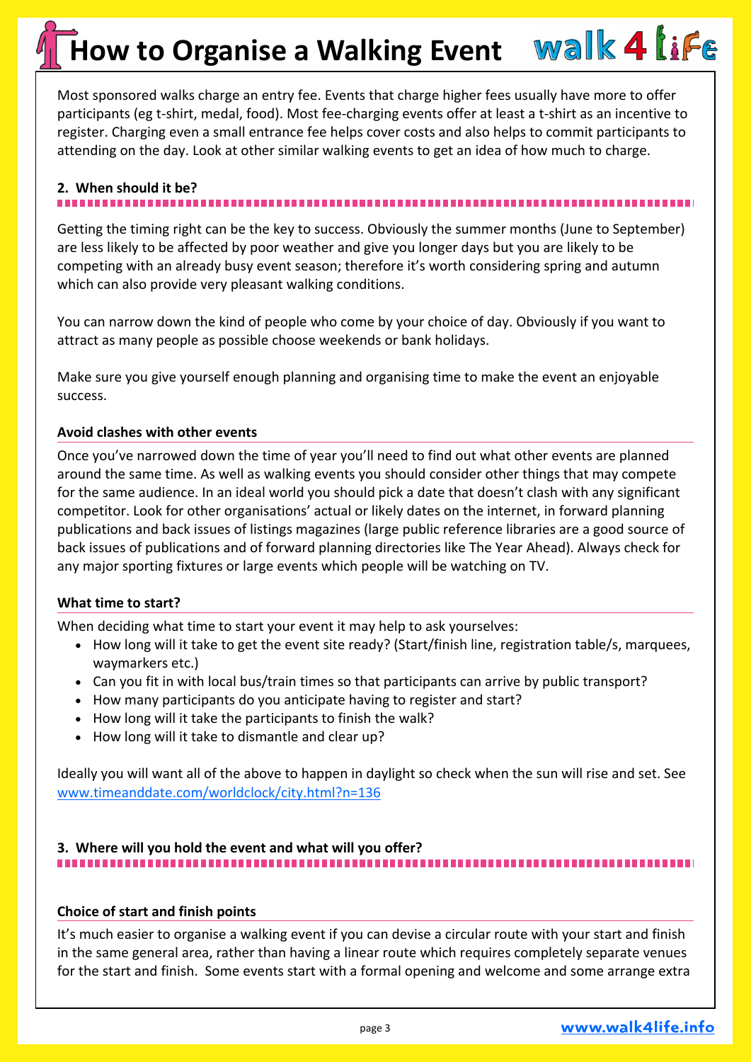Most sponsored walks charge an entry fee. Events that charge higher fees usually have more to offer participants (eg t-shirt, medal, food). Most fee-charging events offer at least a t-shirt as an incentive to register. Charging even a small entrance fee helps cover costs and also helps to commit participants to attending on the day. Look at other similar walking events to get an idea of how much to charge.

## 2. When should it be?

Getting the timing right can be the key to success. Obviously the summer months (June to September) are less likely to be affected by poor weather and give you longer days but you are likely to be competing with an already busy event season; therefore it's worth considering spring and autumn which can also provide very pleasant walking conditions.

You can narrow down the kind of people who come by your choice of day. Obviously if you want to attract as many people as possible choose weekends or bank holidays.

Make sure you give yourself enough planning and organising time to make the event an enjoyable success.

### Avoid clashes with other events

Once you've narrowed down the time of year you'll need to find out what other events are planned around the same time. As well as walking events you should consider other things that may compete for the same audience. In an ideal world you should pick a date that doesn't clash with any significant competitor. Look for other organisations' actual or likely dates on the internet, in forward planning publications and back issues of listings magazines (large public reference libraries are a good source of back issues of publications and of forward planning directories like The Year Ahead). Always check for any major sporting fixtures or large events which people will be watching on TV.

### What time to start?

When deciding what time to start your event it may help to ask yourselves:

- How long will it take to get the event site ready? (Start/finish line, registration table/s, marquees, waymarkers etc.)
- Can you fit in with local bus/train times so that participants can arrive by public transport?
- How many participants do you anticipate having to register and start?
- How long will it take the participants to finish the walk?
- How long will it take to dismantle and clear up?

Ideally you will want all of the above to happen in daylight so check when the sun will rise and set. See www.timeanddate.com/worldclock/city.html?n=136

## 3. Where will you hold the event and what will you offer?

### Choice of start and finish points

It's much easier to organise a walking event if you can devise a circular route with your start and finish in the same general area, rather than having a linear route which requires completely separate venues for the start and finish. Some events start with a formal opening and welcome and some arrange extra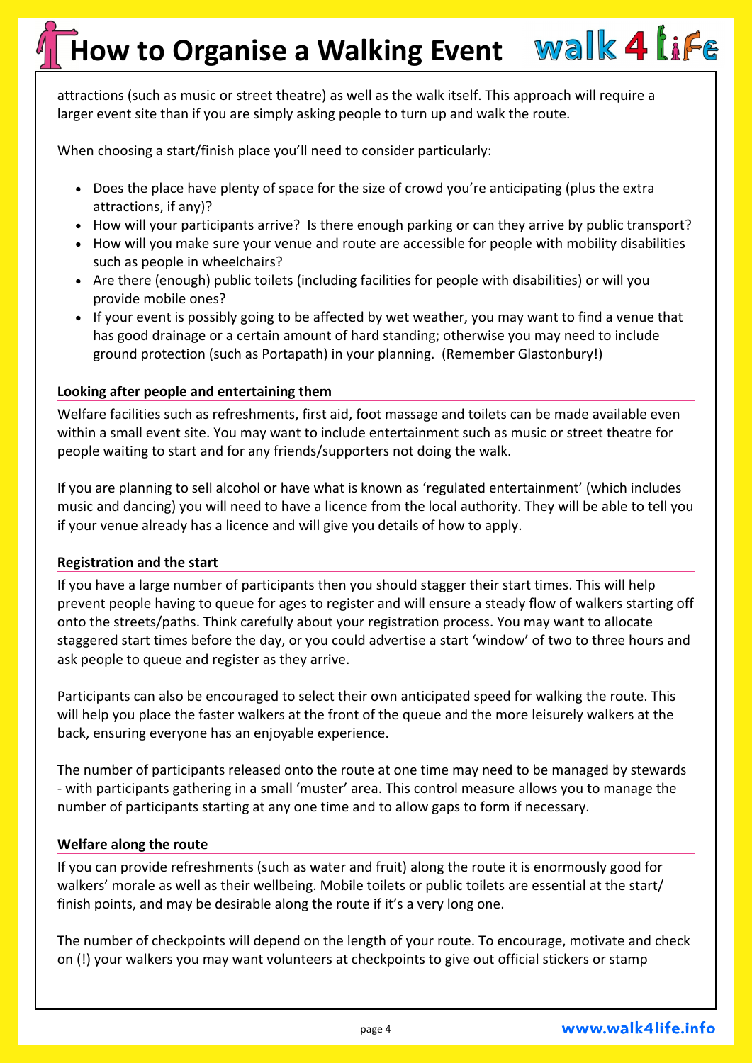attractions (such as music or street theatre) as well as the walk itself. This approach will require a larger event site than if you are simply asking people to turn up and walk the route.

When choosing a start/finish place you'll need to consider particularly:

- Does the place have plenty of space for the size of crowd you're anticipating (plus the extra attractions, if any)?
- How will your participants arrive? Is there enough parking or can they arrive by public transport?
- How will you make sure your venue and route are accessible for people with mobility disabilities such as people in wheelchairs?
- Are there (enough) public toilets (including facilities for people with disabilities) or will you provide mobile ones?
- If your event is possibly going to be affected by wet weather, you may want to find a venue that has good drainage or a certain amount of hard standing; otherwise you may need to include ground protection (such as Portapath) in your planning. (Remember Glastonbury!)

**Looking after people and entertaining them**

Welfare facilities such as refreshments, first aid, foot massage and toilets can be made available even within a small event site. You may want to include entertainment such as music or street theatre for people waiting to start and for any friends/supporters not doing the walk.

If you are planning to sell alcohol or have what is known as 'regulated entertainment' (which includes music and dancing) you will need to have a licence from the local authority. They will be able to tell you if your venue already has a licence and will give you details of how to apply.

**Registration and the start**

If you have a large number of participants then you should stagger their start times. This will help prevent people having to queue for ages to register and will ensure a steady flow of walkers starting off onto the streets/paths. Think carefully about your registration process. You may want to allocate staggered start times before the day, or you could advertise a start 'window' of two to three hours and ask people to queue and register as they arrive.

Participants can also be encouraged to select their own anticipated speed for walking the route. This will help you place the faster walkers at the front of the queue and the more leisurely walkers at the back, ensuring everyone has an enjoyable experience.

The number of participants released onto the route at one time may need to be managed by stewards - with participants gathering in a small 'muster' area. This control measure allows you to manage the number of participants starting at any one time and to allow gaps to form if necessary.

**Welfare along the route**

If you can provide refreshments (such as water and fruit) along the route it is enormously good for walkers' morale as well as their wellbeing. Mobile toilets or public toilets are essential at the start/ finish points, and may be desirable along the route if it's a very long one.

The number of checkpoints will depend on the length of your route. To encourage, motivate and check on (!) your walkers you may want volunteers at checkpoints to give out official stickers or stamp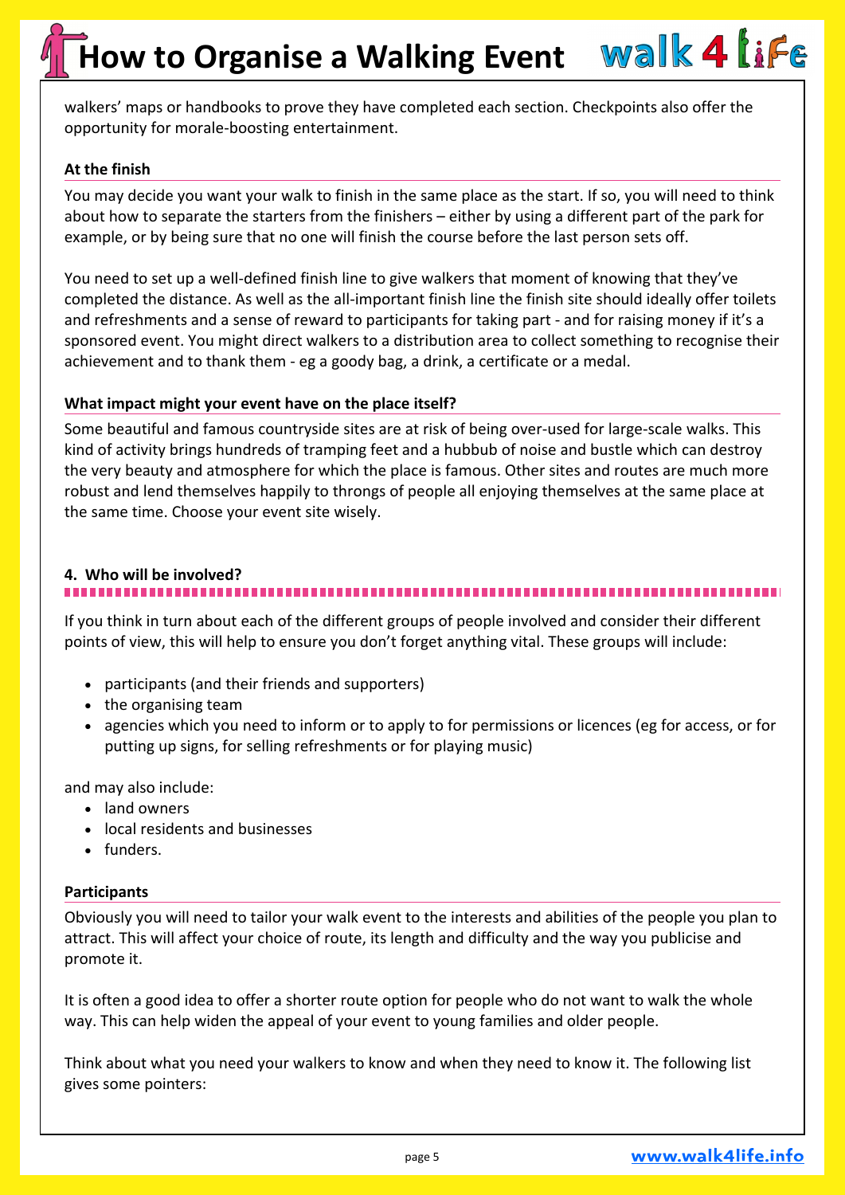walkers' maps or handbooks to prove they have completed each section. Checkpoints also offer the opportunity for morale-boosting entertainment.

#### At the finish

You may decide you want your walk to finish in the same place as the start. If so, you will need to think about how to separate the starters from the finishers – either by using a different part of the park for example, or by being sure that no one will finish the course before the last person sets off.

You need to set up a well-defined finish line to give walkers that moment of knowing that they've completed the distance. As well as the all-important finish line the finish site should ideally offer toilets and refreshments and a sense of reward to participants for taking part - and for raising money if it's a sponsored event. You might direct walkers to a distribution area to collect something to recognise their achievement and to thank them - eg a goody bag, a drink, a certificate or a medal.

#### What impact might your event have on the place itself?

Some beautiful and famous countryside sites are at risk of being over-used for large-scale walks. This kind of activity brings hundreds of tramping feet and a hubbub of noise and bustle which can destroy the very beauty and atmosphere for which the place is famous. Other sites and routes are much more robust and lend themselves happily to throngs of people all enjoying themselves at the same place at the same time. Choose your event site wisely.

### 4. Who will be involved?

If you think in turn about each of the different groups of people involved and consider their different points of view, this will help to ensure you don't forget anything vital. These groups will include:

- participants (and their friends and supporters)
- the organising team
- agencies which you need to inform or to apply to for permissions or licences (eg for access, or for putting up signs, for selling refreshments or for playing music)

and may also include:

- land owners
- local residents and businesses
- funders.

#### Participants

Obviously you will need to tailor your walk event to the interests and abilities of the people you plan to attract. This will affect your choice of route, its length and difficulty and the way you publicise and promote it.

It is often a good idea to offer a shorter route option for people who do not want to walk the whole way. This can help widen the appeal of your event to young families and older people.

Think about what you need your walkers to know and when they need to know it. The following list gives some pointers: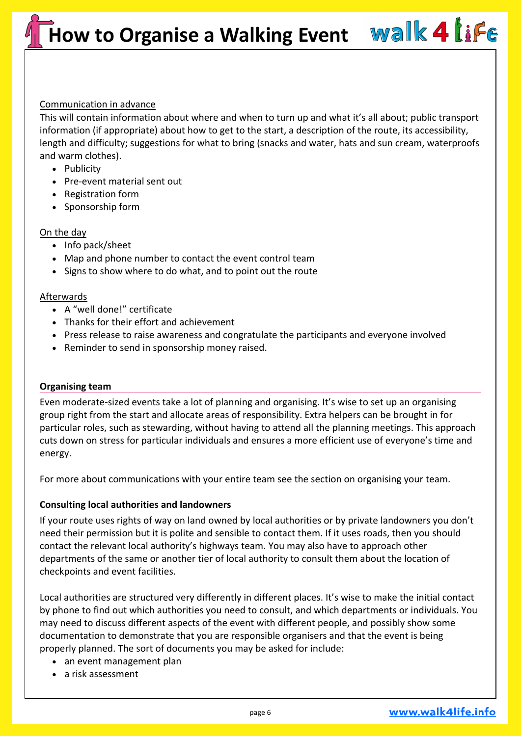Communication in advance

This will contain information about where and when to turn up and what it's all about; public transport information (if appropriate) about how to get to the start, a description of the route, its accessibility, length and difficulty; suggestions for what to bring (snacks and water, hats and sun cream, waterproofs and warm clothes).

- Publicity
- Pre-event material sent out
- Registration form
- Sponsorship form

On the day

- Info pack/sheet
- Map and phone number to contact the event control team
- Signs to show where to do what, and to point out the route

Afterwards

- A "well done!" certificate
- Thanks for their effort and achievement
- Press release to raise awareness and congratulate the participants and everyone involved
- Reminder to send in sponsorship money raised.

### Organising team

Even moderate-sized events take a lot of planning and organising. It's wise to set up an organising group right from the start and allocate areas of responsibility. Extra helpers can be brought in for particular roles, such as stewarding, without having to attend all the planning meetings. This approach cuts down on stress for particular individuals and ensures a more efficient use of everyone's time and energy.

For more about communications with your entire team see the section on organising your team.

### Consulting local authorities and landowners

If your route uses rights of way on land owned by local authorities or by private landowners you don't need their permission but it is polite and sensible to contact them. If it uses roads, then you should contact the relevant local authority's highways team. You may also have to approach other departments of the same or another tier of local authority to consult them about the location of checkpoints and event facilities.

Local authorities are structured very differently in different places. It's wise to make the initial contact by phone to find out which authorities you need to consult, and which departments or individuals. You may need to discuss different aspects of the event with different people, and possibly show some documentation to demonstrate that you are responsible organisers and that the event is being properly planned. The sort of documents you may be asked for include:

- an event management plan
- a risk assessment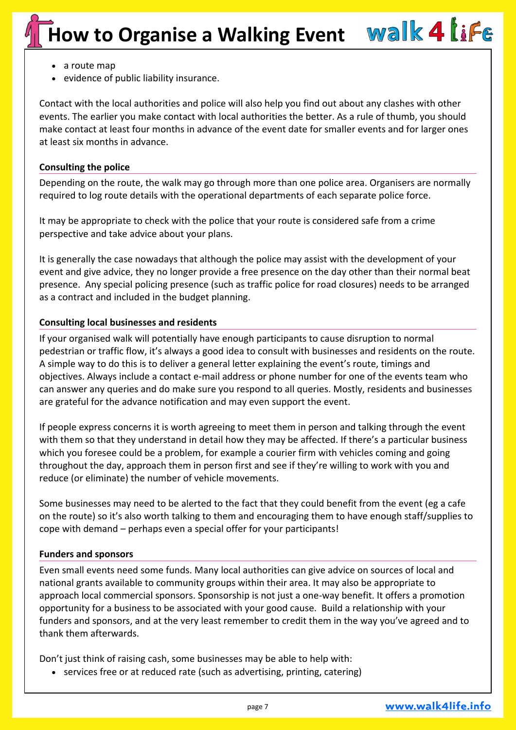- a route map
- evidence of public liability insurance.

Contact with the local authorities and police will also help you find out about any clashes with other events. The earlier you make contact with local authorities the better. As a rule of thumb, you should make contact at least four months in advance of the event date for smaller events and for larger ones at least six months in advance.

**Consulting the police**

Depending on the route, the walk may go through more than one police area. Organisers are normally required to log route details with the operational departments of each separate police force.

It may be appropriate to check with the police that your route is considered safe from a crime perspective and take advice about your plans.

It is generally the case nowadays that although the police may assist with the development of your event and give advice, they no longer provide a free presence on the day other than their normal beat presence. Any special policing presence (such as traffic police for road closures) needs to be arranged as a contract and included in the budget planning.

**Consulting local businesses and residents**

If your organised walk will potentially have enough participants to cause disruption to normal pedestrian or traffic flow, it's always a good idea to consult with businesses and residents on the route. A simple way to do this is to deliver a general letter explaining the event's route, timings and objectives. Always include a contact e-mail address or phone number for one of the events team who can answer any queries and do make sure you respond to all queries. Mostly, residents and businesses are grateful for the advance notification and may even support the event.

If people express concerns it is worth agreeing to meet them in person and talking through the event with them so that they understand in detail how they may be affected. If there's a particular business which you foresee could be a problem, for example a courier firm with vehicles coming and going throughout the day, approach them in person first and see if they're willing to work with you and reduce (or eliminate) the number of vehicle movements.

Some businesses may need to be alerted to the fact that they could benefit from the event (eg a cafe on the route) so it's also worth talking to them and encouraging them to have enough staff/supplies to cope with demand – perhaps even a special offer for your participants!

**Funders and sponsors**

Even small events need some funds. Many local authorities can give advice on sources of local and national grants available to community groups within their area. It may also be appropriate to approach local commercial sponsors. Sponsorship is not just a one-way benefit. It offers a promotion opportunity for a business to be associated with your good cause. Build a relationship with your funders and sponsors, and at the very least remember to credit them in the way you've agreed and to thank them afterwards.

Don't just think of raising cash, some businesses may be able to help with:

- services free or at reduced rate (such as advertising, printing, catering)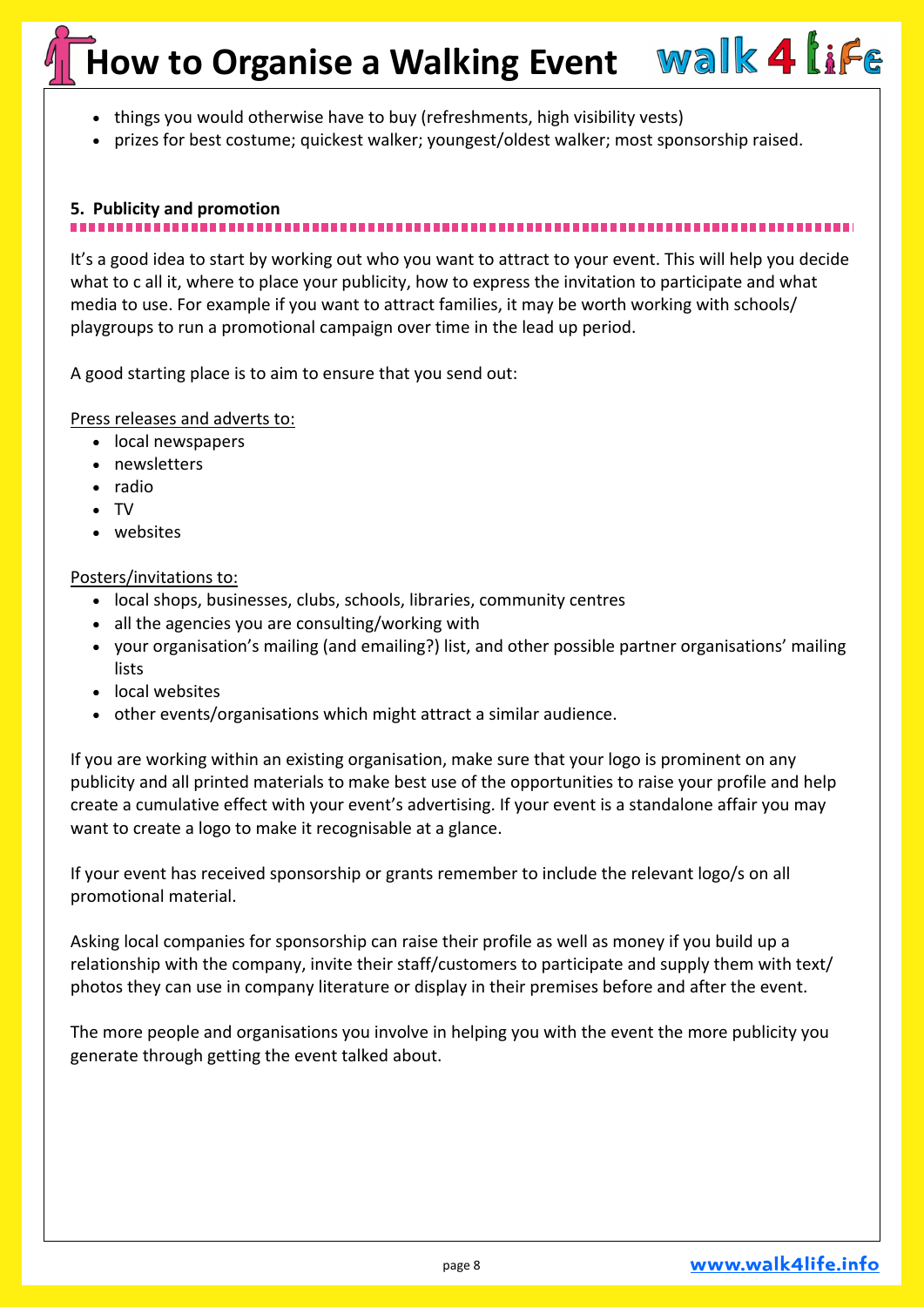- things you would otherwise have to buy (refreshments, high visibility vests)
- prizes for best costume; quickest walker; youngest/oldest walker; most sponsorship raised.

## 5. Publicity and promotion

It's a good idea to start by working out who you want to attract to your event. This will help you decide what to c all it, where to place your publicity, how to express the invitation to participate and what media to use. For example if you want to attract families, it may be worth working with schools/ playgroups to run a promotional campaign over time in the lead up period.

A good starting place is to aim to ensure that you send out:

Press releases and adverts to:

- local newspapers
- newsletters
- radio
- TV
- websites

Posters/invitations to:

- local shops, businesses, clubs, schools, libraries, community centres
- all the agencies you are consulting/working with
- your organisation's mailing (and emailing?) list, and other possible partner organisations' mailing lists
- local websites
- other events/organisations which might attract a similar audience.

If you are working within an existing organisation, make sure that your logo is prominent on any publicity and all printed materials to make best use of the opportunities to raise your profile and help create a cumulative effect with your event's advertising. If your event is a standalone affair you may want to create a logo to make it recognisable at a glance.

If your event has received sponsorship or grants remember to include the relevant logo/s on all promotional material.

Asking local companies for sponsorship can raise their profile as well as money if you build up a relationship with the company, invite their staff/customers to participate and supply them with text/ photos they can use in company literature or display in their premises before and after the event.

The more people and organisations you involve in helping you with the event the more publicity you generate through getting the event talked about.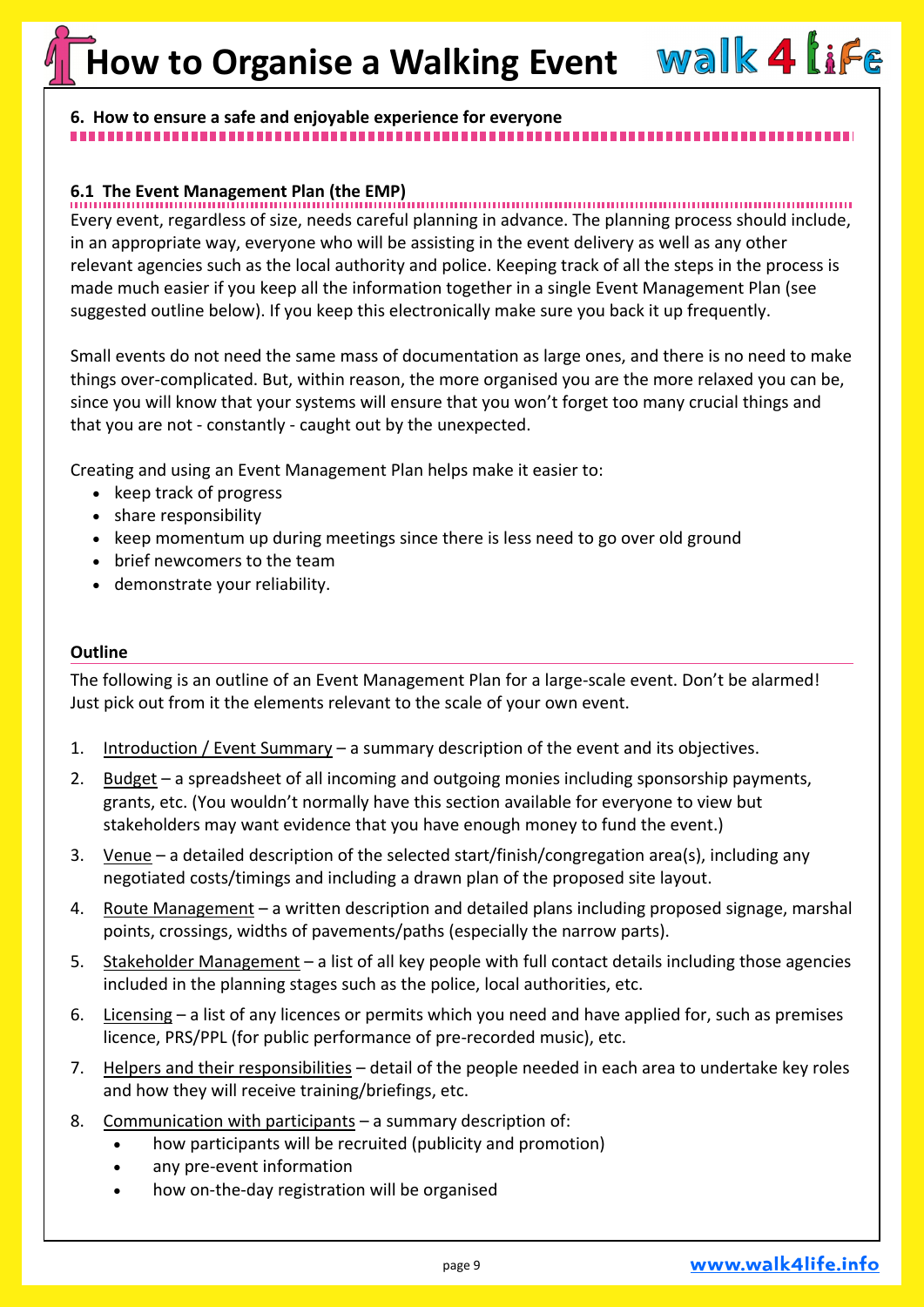## 6. How to ensure a safe and enjoyable experience for everyone

### 6.1 The Event Management Plan (the EMP)

Every event, regardless of size, needs careful planning in advance. The planning process should include, in an appropriate way, everyone who will be assisting in the event delivery as well as any other relevant agencies such as the local authority and police. Keeping track of all the steps in the process is made much easier if you keep all the information together in a single Event Management Plan (see suggested outline below). If you keep this electronically make sure you back it up frequently.

Small events do not need the same mass of documentation as large ones, and there is no need to make things over-complicated. But, within reason, the more organised you are the more relaxed you can be, since you will know that your systems will ensure that you won't forget too many crucial things and that you are not - constantly - caught out by the unexpected.

Creating and using an Event Management Plan helps make it easier to:

- keep track of progress
- share responsibility
- keep momentum up during meetings since there is less need to go over old ground
- brief newcomers to the team
- demonstrate your reliability.

**Outline**

The following is an outline of an Event Management Plan for a large-scale event. Don't be alarmed! Just pick out from it the elements relevant to the scale of your own event.

1. Introduction / Event Summary – a summary description of the event and its objectives.
2. Budget – a spreadsheet of all incoming and outgoing monies including sponsorship payments, grants, etc. (You wouldn't normally have this section available for everyone to view but stakeholders may want evidence that you have enough money to fund the event.)
3. Venue – a detailed description of the selected start/finish/congregation area(s), including any negotiated costs/timings and including a drawn plan of the proposed site layout.
4. Route Management – a written description and detailed plans including proposed signage, marshal points, crossings, widths of pavements/paths (especially the narrow parts).
5. Stakeholder Management – a list of all key people with full contact details including those agencies included in the planning stages such as the police, local authorities, etc.
6. Licensing – a list of any licences or permits which you need and have applied for, such as premises licence, PRS/PPL (for public performance of pre-recorded music), etc.
7. Helpers and their responsibilities – detail of the people needed in each area to undertake key roles and how they will receive training/briefings, etc.
8. Communication with participants – a summary description of:
   - how participants will be recruited (publicity and promotion)
   - any pre-event information
   - how on-the-day registration will be organised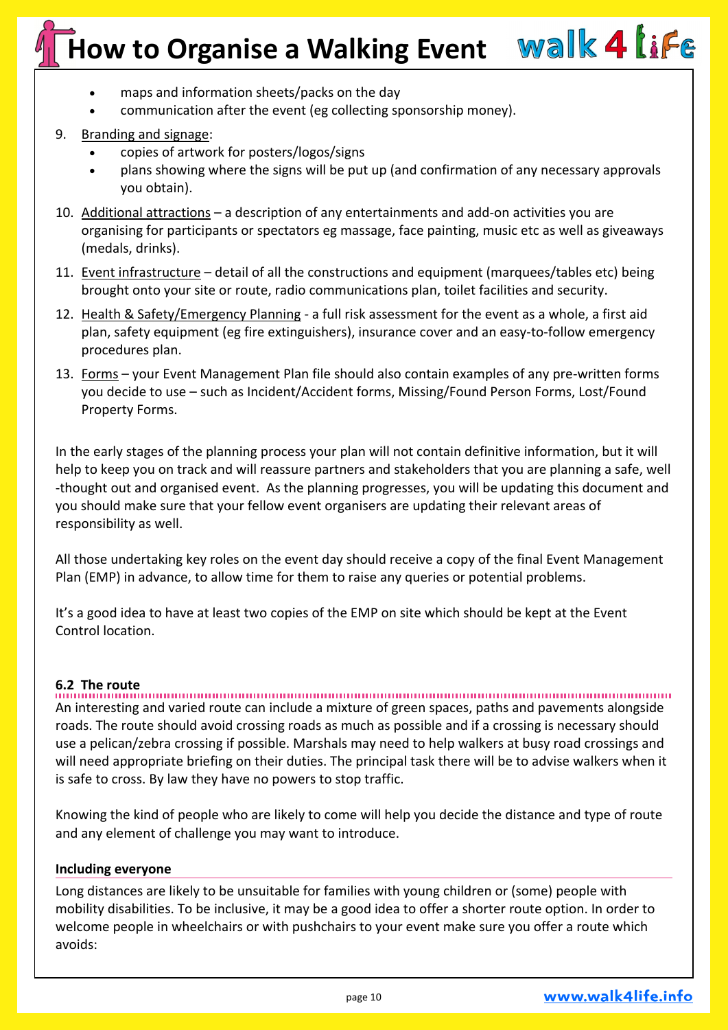- maps and information sheets/packs on the day
- communication after the event (eg collecting sponsorship money).

9. Branding and signage:
   - copies of artwork for posters/logos/signs
   - plans showing where the signs will be put up (and confirmation of any necessary approvals you obtain).
10. Additional attractions – a description of any entertainments and add-on activities you are organising for participants or spectators eg massage, face painting, music etc as well as giveaways (medals, drinks).
11. Event infrastructure – detail of all the constructions and equipment (marquees/tables etc) being brought onto your site or route, radio communications plan, toilet facilities and security.
12. Health & Safety/Emergency Planning - a full risk assessment for the event as a whole, a first aid plan, safety equipment (eg fire extinguishers), insurance cover and an easy-to-follow emergency procedures plan.
13. Forms – your Event Management Plan file should also contain examples of any pre-written forms you decide to use – such as Incident/Accident forms, Missing/Found Person Forms, Lost/Found Property Forms.

In the early stages of the planning process your plan will not contain definitive information, but it will help to keep you on track and will reassure partners and stakeholders that you are planning a safe, well -thought out and organised event. As the planning progresses, you will be updating this document and you should make sure that your fellow event organisers are updating their relevant areas of responsibility as well.

All those undertaking key roles on the event day should receive a copy of the final Event Management Plan (EMP) in advance, to allow time for them to raise any queries or potential problems.

It's a good idea to have at least two copies of the EMP on site which should be kept at the Event Control location.

### 6.2 The route

An interesting and varied route can include a mixture of green spaces, paths and pavements alongside roads. The route should avoid crossing roads as much as possible and if a crossing is necessary should use a pelican/zebra crossing if possible. Marshals may need to help walkers at busy road crossings and will need appropriate briefing on their duties. The principal task there will be to advise walkers when it is safe to cross. By law they have no powers to stop traffic.

Knowing the kind of people who are likely to come will help you decide the distance and type of route and any element of challenge you may want to introduce.

#### Including everyone

Long distances are likely to be unsuitable for families with young children or (some) people with mobility disabilities. To be inclusive, it may be a good idea to offer a shorter route option. In order to welcome people in wheelchairs or with pushchairs to your event make sure you offer a route which avoids: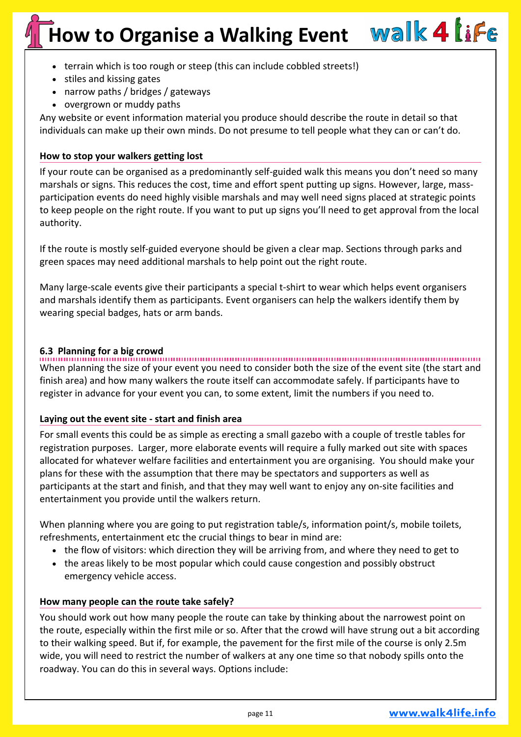- terrain which is too rough or steep (this can include cobbled streets!)
- stiles and kissing gates
- narrow paths / bridges / gateways
- overgrown or muddy paths

Any website or event information material you produce should describe the route in detail so that individuals can make up their own minds. Do not presume to tell people what they can or can't do.

**How to stop your walkers getting lost**

If your route can be organised as a predominantly self-guided walk this means you don't need so many marshals or signs. This reduces the cost, time and effort spent putting up signs. However, large, mass-participation events do need highly visible marshals and may well need signs placed at strategic points to keep people on the right route. If you want to put up signs you'll need to get approval from the local authority.

If the route is mostly self-guided everyone should be given a clear map. Sections through parks and green spaces may need additional marshals to help point out the right route.

Many large-scale events give their participants a special t-shirt to wear which helps event organisers and marshals identify them as participants. Event organisers can help the walkers identify them by wearing special badges, hats or arm bands.

## 6.3 Planning for a big crowd

When planning the size of your event you need to consider both the size of the event site (the start and finish area) and how many walkers the route itself can accommodate safely. If participants have to register in advance for your event you can, to some extent, limit the numbers if you need to.

**Laying out the event site - start and finish area**

For small events this could be as simple as erecting a small gazebo with a couple of trestle tables for registration purposes. Larger, more elaborate events will require a fully marked out site with spaces allocated for whatever welfare facilities and entertainment you are organising. You should make your plans for these with the assumption that there may be spectators and supporters as well as participants at the start and finish, and that they may well want to enjoy any on-site facilities and entertainment you provide until the walkers return.

When planning where you are going to put registration table/s, information point/s, mobile toilets, refreshments, entertainment etc the crucial things to bear in mind are:

- the flow of visitors: which direction they will be arriving from, and where they need to get to
- the areas likely to be most popular which could cause congestion and possibly obstruct emergency vehicle access.

**How many people can the route take safely?**

You should work out how many people the route can take by thinking about the narrowest point on the route, especially within the first mile or so. After that the crowd will have strung out a bit according to their walking speed. But if, for example, the pavement for the first mile of the course is only 2.5m wide, you will need to restrict the number of walkers at any one time so that nobody spills onto the roadway. You can do this in several ways. Options include: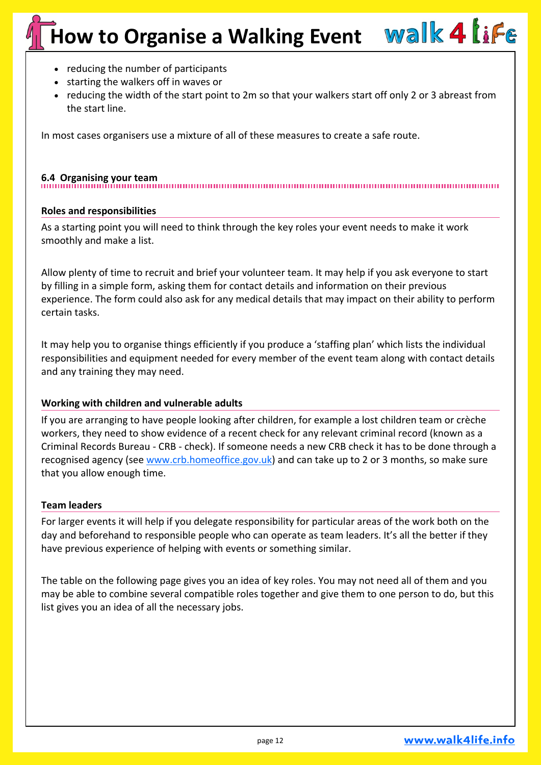- reducing the number of participants
- starting the walkers off in waves or
- reducing the width of the start point to 2m so that your walkers start off only 2 or 3 abreast from the start line.

In most cases organisers use a mixture of all of these measures to create a safe route.

## 6.4 Organising your team

### Roles and responsibilities

As a starting point you will need to think through the key roles your event needs to make it work smoothly and make a list.

Allow plenty of time to recruit and brief your volunteer team. It may help if you ask everyone to start by filling in a simple form, asking them for contact details and information on their previous experience. The form could also ask for any medical details that may impact on their ability to perform certain tasks.

It may help you to organise things efficiently if you produce a 'staffing plan' which lists the individual responsibilities and equipment needed for every member of the event team along with contact details and any training they may need.

### Working with children and vulnerable adults

If you are arranging to have people looking after children, for example a lost children team or crèche workers, they need to show evidence of a recent check for any relevant criminal record (known as a Criminal Records Bureau - CRB - check). If someone needs a new CRB check it has to be done through a recognised agency (see www.crb.homeoffice.gov.uk) and can take up to 2 or 3 months, so make sure that you allow enough time.

### Team leaders

For larger events it will help if you delegate responsibility for particular areas of the work both on the day and beforehand to responsible people who can operate as team leaders. It's all the better if they have previous experience of helping with events or something similar.

The table on the following page gives you an idea of key roles. You may not need all of them and you may be able to combine several compatible roles together and give them to one person to do, but this list gives you an idea of all the necessary jobs.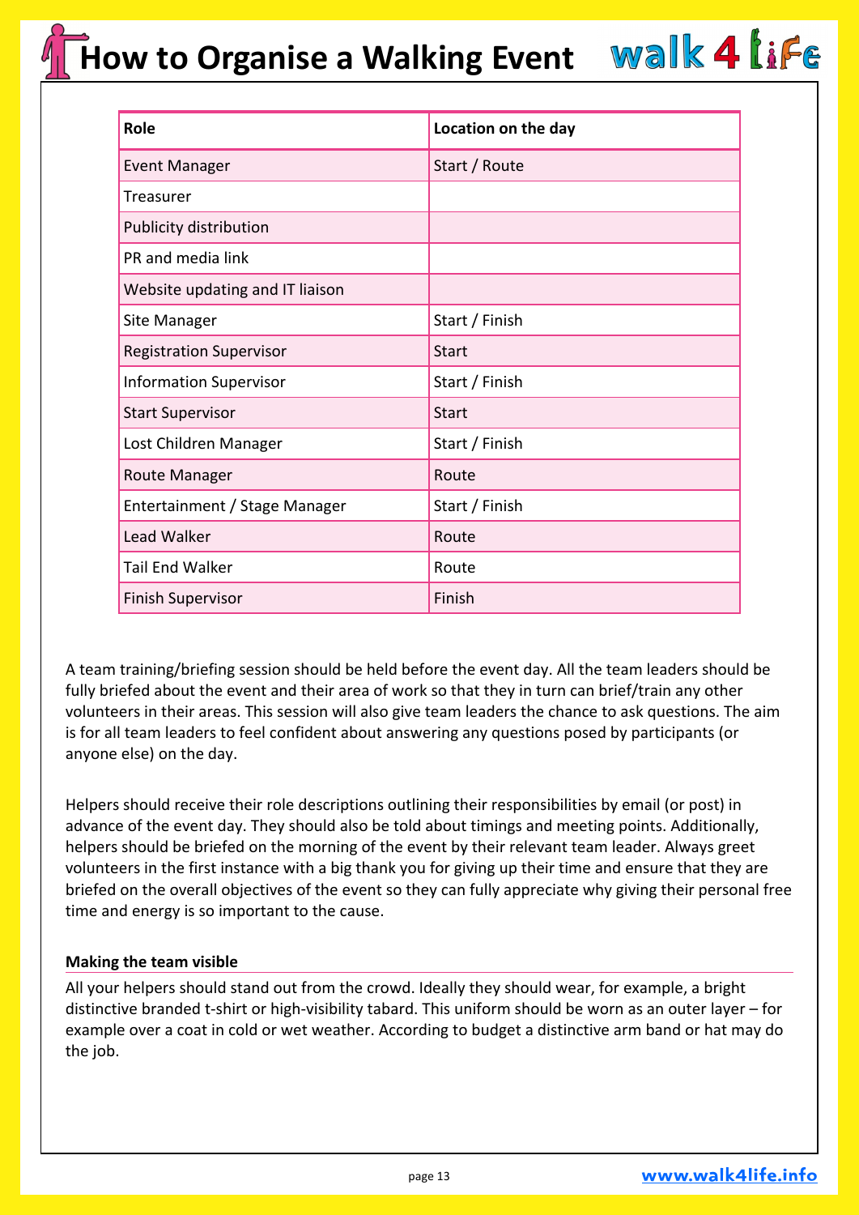| Role | Location on the day |
|---|---|
| Event Manager | Start / Route |
| Treasurer | |
| Publicity distribution | |
| PR and media link | |
| Website updating and IT liaison | |
| Site Manager | Start / Finish |
| Registration Supervisor | Start |
| Information Supervisor | Start / Finish |
| Start Supervisor | Start |
| Lost Children Manager | Start / Finish |
| Route Manager | Route |
| Entertainment / Stage Manager | Start / Finish |
| Lead Walker | Route |
| Tail End Walker | Route |
| Finish Supervisor | Finish |

A team training/briefing session should be held before the event day. All the team leaders should be fully briefed about the event and their area of work so that they in turn can brief/train any other volunteers in their areas. This session will also give team leaders the chance to ask questions. The aim is for all team leaders to feel confident about answering any questions posed by participants (or anyone else) on the day.

Helpers should receive their role descriptions outlining their responsibilities by email (or post) in advance of the event day. They should also be told about timings and meeting points. Additionally, helpers should be briefed on the morning of the event by their relevant team leader. Always greet volunteers in the first instance with a big thank you for giving up their time and ensure that they are briefed on the overall objectives of the event so they can fully appreciate why giving their personal free time and energy is so important to the cause.

### Making the team visible

All your helpers should stand out from the crowd. Ideally they should wear, for example, a bright distinctive branded t-shirt or high-visibility tabard. This uniform should be worn as an outer layer – for example over a coat in cold or wet weather. According to budget a distinctive arm band or hat may do the job.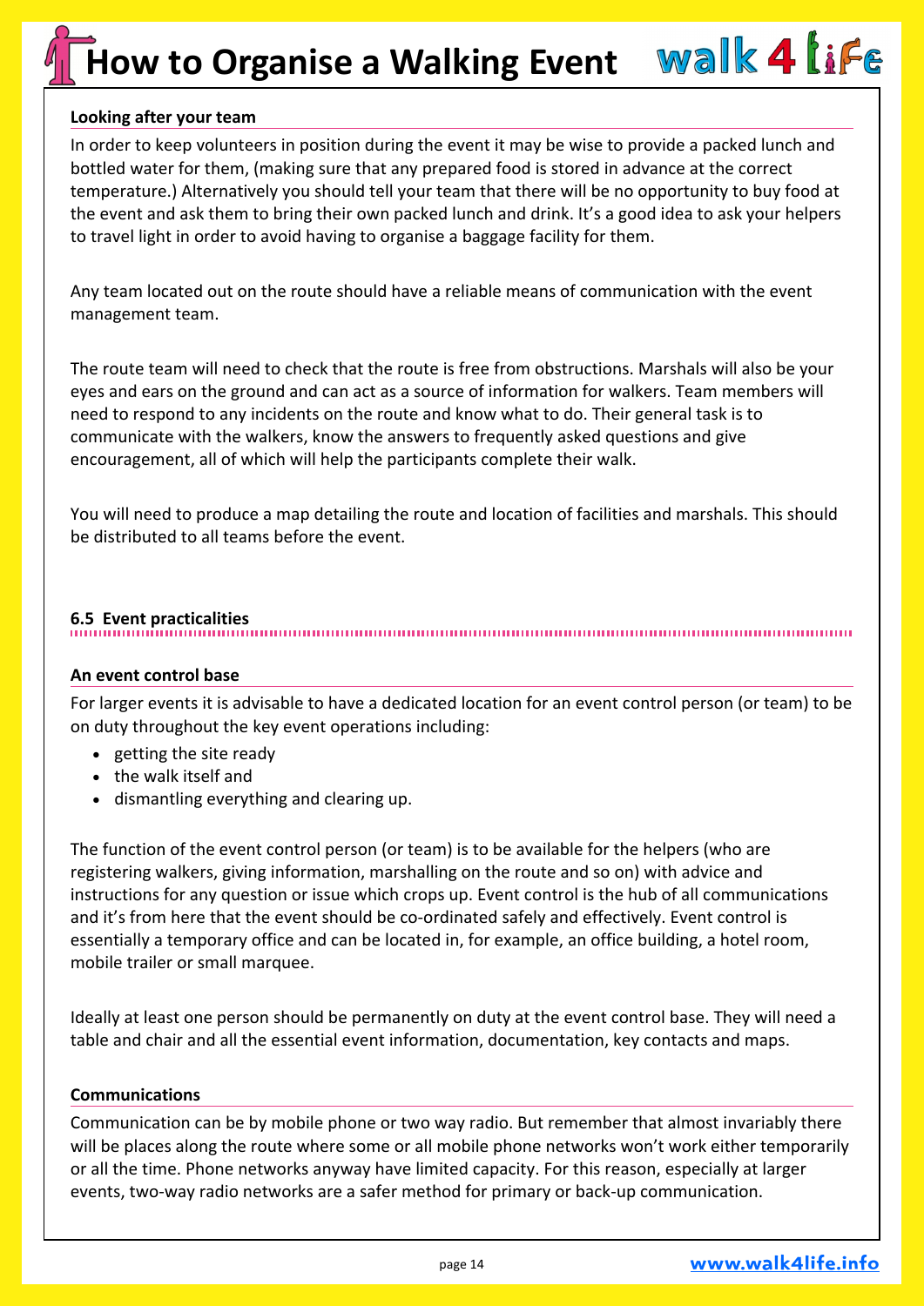### Looking after your team

In order to keep volunteers in position during the event it may be wise to provide a packed lunch and bottled water for them, (making sure that any prepared food is stored in advance at the correct temperature.) Alternatively you should tell your team that there will be no opportunity to buy food at the event and ask them to bring their own packed lunch and drink. It's a good idea to ask your helpers to travel light in order to avoid having to organise a baggage facility for them.

Any team located out on the route should have a reliable means of communication with the event management team.

The route team will need to check that the route is free from obstructions. Marshals will also be your eyes and ears on the ground and can act as a source of information for walkers. Team members will need to respond to any incidents on the route and know what to do. Their general task is to communicate with the walkers, know the answers to frequently asked questions and give encouragement, all of which will help the participants complete their walk.

You will need to produce a map detailing the route and location of facilities and marshals. This should be distributed to all teams before the event.

## 6.5 Event practicalities

### An event control base

For larger events it is advisable to have a dedicated location for an event control person (or team) to be on duty throughout the key event operations including:

- getting the site ready
- the walk itself and
- dismantling everything and clearing up.

The function of the event control person (or team) is to be available for the helpers (who are registering walkers, giving information, marshalling on the route and so on) with advice and instructions for any question or issue which crops up. Event control is the hub of all communications and it's from here that the event should be co-ordinated safely and effectively. Event control is essentially a temporary office and can be located in, for example, an office building, a hotel room, mobile trailer or small marquee.

Ideally at least one person should be permanently on duty at the event control base. They will need a table and chair and all the essential event information, documentation, key contacts and maps.

### Communications

Communication can be by mobile phone or two way radio. But remember that almost invariably there will be places along the route where some or all mobile phone networks won't work either temporarily or all the time. Phone networks anyway have limited capacity. For this reason, especially at larger events, two-way radio networks are a safer method for primary or back-up communication.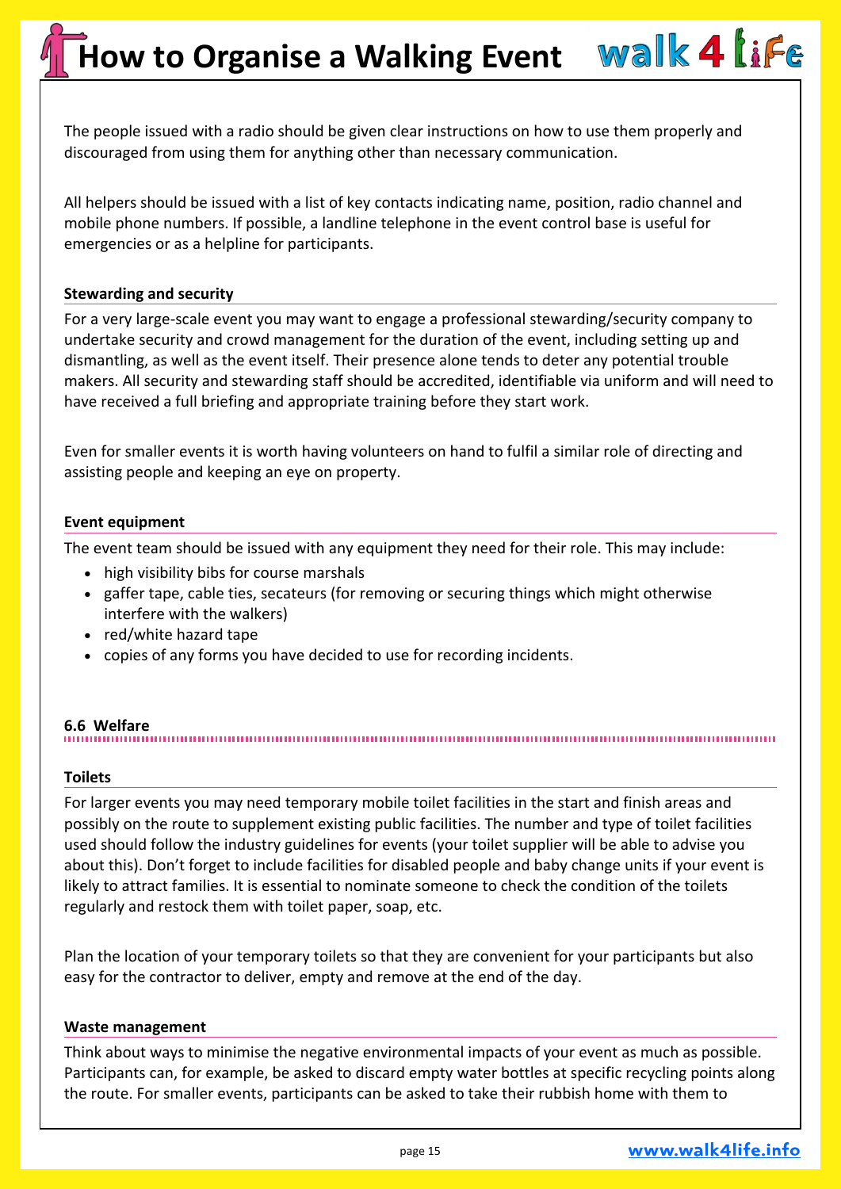The people issued with a radio should be given clear instructions on how to use them properly and discouraged from using them for anything other than necessary communication.

All helpers should be issued with a list of key contacts indicating name, position, radio channel and mobile phone numbers. If possible, a landline telephone in the event control base is useful for emergencies or as a helpline for participants.

#### Stewarding and security

For a very large-scale event you may want to engage a professional stewarding/security company to undertake security and crowd management for the duration of the event, including setting up and dismantling, as well as the event itself. Their presence alone tends to deter any potential trouble makers. All security and stewarding staff should be accredited, identifiable via uniform and will need to have received a full briefing and appropriate training before they start work.

Even for smaller events it is worth having volunteers on hand to fulfil a similar role of directing and assisting people and keeping an eye on property.

#### Event equipment

The event team should be issued with any equipment they need for their role. This may include:

- high visibility bibs for course marshals
- gaffer tape, cable ties, secateurs (for removing or securing things which might otherwise interfere with the walkers)
- red/white hazard tape
- copies of any forms you have decided to use for recording incidents.

### 6.6 Welfare

#### Toilets

For larger events you may need temporary mobile toilet facilities in the start and finish areas and possibly on the route to supplement existing public facilities. The number and type of toilet facilities used should follow the industry guidelines for events (your toilet supplier will be able to advise you about this). Don't forget to include facilities for disabled people and baby change units if your event is likely to attract families. It is essential to nominate someone to check the condition of the toilets regularly and restock them with toilet paper, soap, etc.

Plan the location of your temporary toilets so that they are convenient for your participants but also easy for the contractor to deliver, empty and remove at the end of the day.

#### Waste management

Think about ways to minimise the negative environmental impacts of your event as much as possible. Participants can, for example, be asked to discard empty water bottles at specific recycling points along the route. For smaller events, participants can be asked to take their rubbish home with them to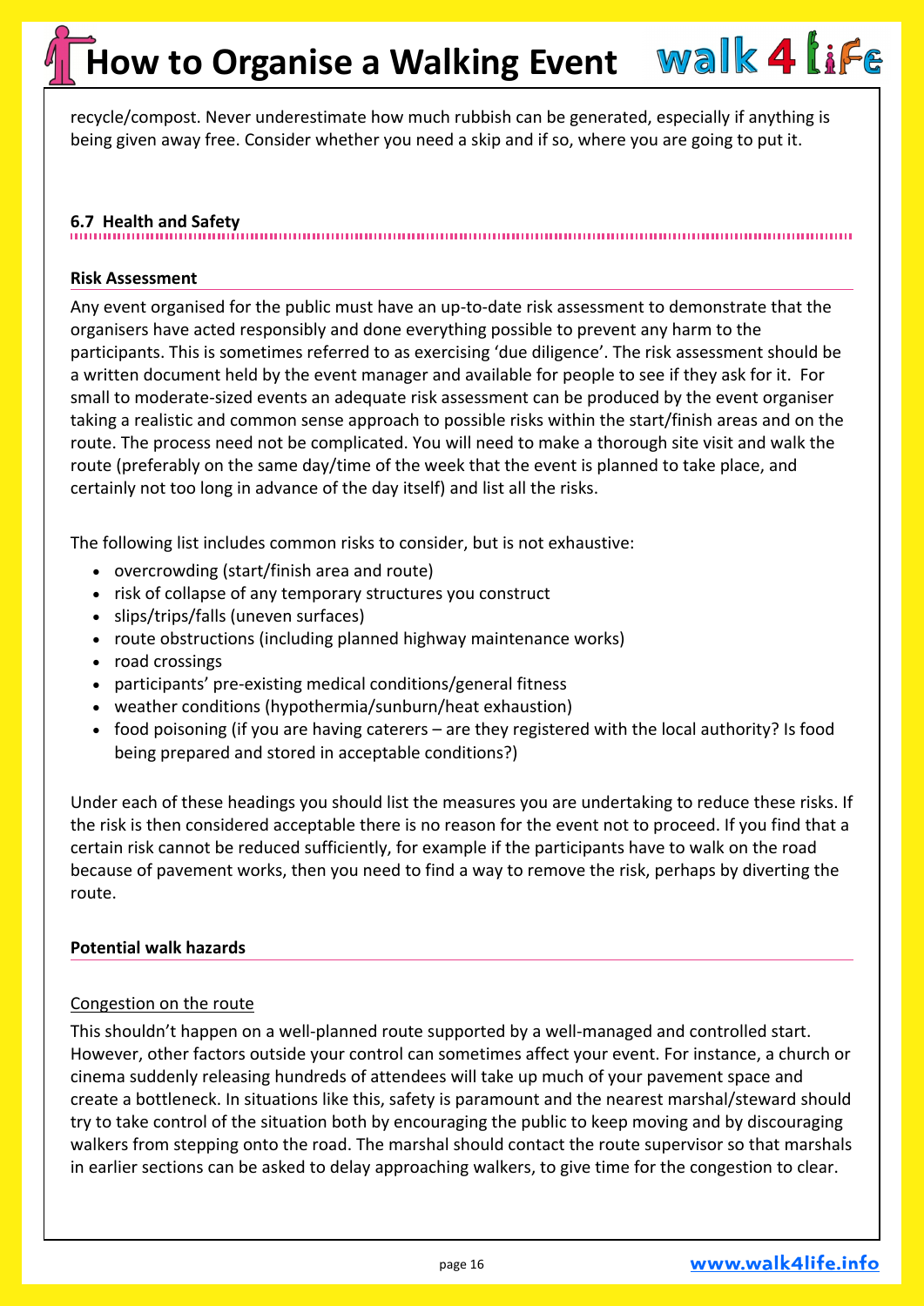recycle/compost. Never underestimate how much rubbish can be generated, especially if anything is being given away free. Consider whether you need a skip and if so, where you are going to put it.

### 6.7 Health and Safety

**Risk Assessment**

Any event organised for the public must have an up-to-date risk assessment to demonstrate that the organisers have acted responsibly and done everything possible to prevent any harm to the participants. This is sometimes referred to as exercising 'due diligence'. The risk assessment should be a written document held by the event manager and available for people to see if they ask for it. For small to moderate-sized events an adequate risk assessment can be produced by the event organiser taking a realistic and common sense approach to possible risks within the start/finish areas and on the route. The process need not be complicated. You will need to make a thorough site visit and walk the route (preferably on the same day/time of the week that the event is planned to take place, and certainly not too long in advance of the day itself) and list all the risks.

The following list includes common risks to consider, but is not exhaustive:

- overcrowding (start/finish area and route)
- risk of collapse of any temporary structures you construct
- slips/trips/falls (uneven surfaces)
- route obstructions (including planned highway maintenance works)
- road crossings
- participants' pre-existing medical conditions/general fitness
- weather conditions (hypothermia/sunburn/heat exhaustion)
- food poisoning (if you are having caterers – are they registered with the local authority? Is food being prepared and stored in acceptable conditions?)

Under each of these headings you should list the measures you are undertaking to reduce these risks. If the risk is then considered acceptable there is no reason for the event not to proceed. If you find that a certain risk cannot be reduced sufficiently, for example if the participants have to walk on the road because of pavement works, then you need to find a way to remove the risk, perhaps by diverting the route.

**Potential walk hazards**

Congestion on the route

This shouldn't happen on a well-planned route supported by a well-managed and controlled start. However, other factors outside your control can sometimes affect your event. For instance, a church or cinema suddenly releasing hundreds of attendees will take up much of your pavement space and create a bottleneck. In situations like this, safety is paramount and the nearest marshal/steward should try to take control of the situation both by encouraging the public to keep moving and by discouraging walkers from stepping onto the road. The marshal should contact the route supervisor so that marshals in earlier sections can be asked to delay approaching walkers, to give time for the congestion to clear.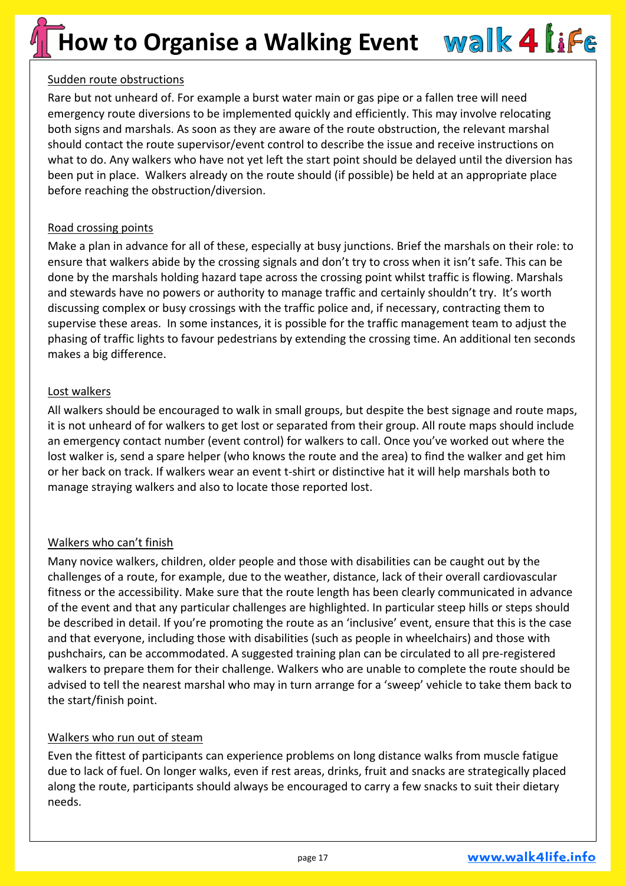# How to Organise a Walking Event

Sudden route obstructions

Rare but not unheard of. For example a burst water main or gas pipe or a fallen tree will need emergency route diversions to be implemented quickly and efficiently. This may involve relocating both signs and marshals. As soon as they are aware of the route obstruction, the relevant marshal should contact the route supervisor/event control to describe the issue and receive instructions on what to do. Any walkers who have not yet left the start point should be delayed until the diversion has been put in place. Walkers already on the route should (if possible) be held at an appropriate place before reaching the obstruction/diversion.

Road crossing points

Make a plan in advance for all of these, especially at busy junctions. Brief the marshals on their role: to ensure that walkers abide by the crossing signals and don't try to cross when it isn't safe. This can be done by the marshals holding hazard tape across the crossing point whilst traffic is flowing. Marshals and stewards have no powers or authority to manage traffic and certainly shouldn't try. It's worth discussing complex or busy crossings with the traffic police and, if necessary, contracting them to supervise these areas. In some instances, it is possible for the traffic management team to adjust the phasing of traffic lights to favour pedestrians by extending the crossing time. An additional ten seconds makes a big difference.

Lost walkers

All walkers should be encouraged to walk in small groups, but despite the best signage and route maps, it is not unheard of for walkers to get lost or separated from their group. All route maps should include an emergency contact number (event control) for walkers to call. Once you've worked out where the lost walker is, send a spare helper (who knows the route and the area) to find the walker and get him or her back on track. If walkers wear an event t-shirt or distinctive hat it will help marshals both to manage straying walkers and also to locate those reported lost.

Walkers who can't finish

Many novice walkers, children, older people and those with disabilities can be caught out by the challenges of a route, for example, due to the weather, distance, lack of their overall cardiovascular fitness or the accessibility. Make sure that the route length has been clearly communicated in advance of the event and that any particular challenges are highlighted. In particular steep hills or steps should be described in detail. If you're promoting the route as an 'inclusive' event, ensure that this is the case and that everyone, including those with disabilities (such as people in wheelchairs) and those with pushchairs, can be accommodated. A suggested training plan can be circulated to all pre-registered walkers to prepare them for their challenge. Walkers who are unable to complete the route should be advised to tell the nearest marshal who may in turn arrange for a 'sweep' vehicle to take them back to the start/finish point.

Walkers who run out of steam

Even the fittest of participants can experience problems on long distance walks from muscle fatigue due to lack of fuel. On longer walks, even if rest areas, drinks, fruit and snacks are strategically placed along the route, participants should always be encouraged to carry a few snacks to suit their dietary needs.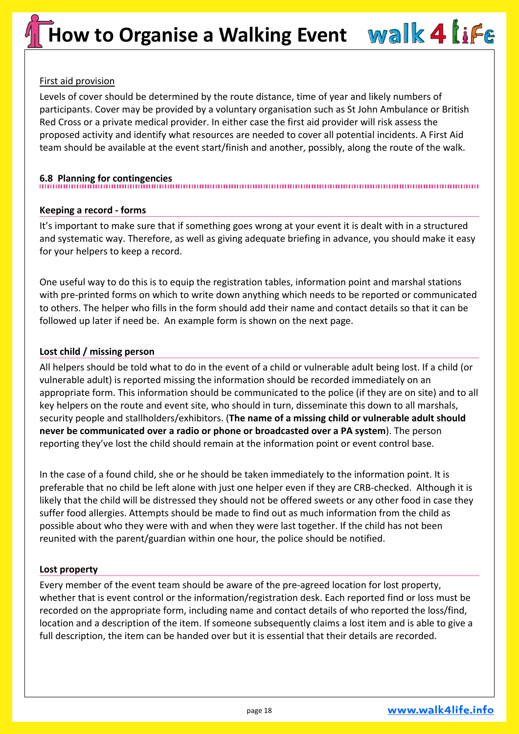First aid provision

Levels of cover should be determined by the route distance, time of year and likely numbers of participants. Cover may be provided by a voluntary organisation such as St John Ambulance or British Red Cross or a private medical provider. In either case the first aid provider will risk assess the proposed activity and identify what resources are needed to cover all potential incidents. A First Aid team should be available at the event start/finish and another, possibly, along the route of the walk.

## 6.8 Planning for contingencies

### Keeping a record - forms

It's important to make sure that if something goes wrong at your event it is dealt with in a structured and systematic way. Therefore, as well as giving adequate briefing in advance, you should make it easy for your helpers to keep a record.

One useful way to do this is to equip the registration tables, information point and marshal stations with pre-printed forms on which to write down anything which needs to be reported or communicated to others. The helper who fills in the form should add their name and contact details so that it can be followed up later if need be. An example form is shown on the next page.

### Lost child / missing person

All helpers should be told what to do in the event of a child or vulnerable adult being lost. If a child (or vulnerable adult) is reported missing the information should be recorded immediately on an appropriate form. This information should be communicated to the police (if they are on site) and to all key helpers on the route and event site, who should in turn, disseminate this down to all marshals, security people and stallholders/exhibitors. (**The name of a missing child or vulnerable adult should never be communicated over a radio or phone or broadcasted over a PA system**). The person reporting they've lost the child should remain at the information point or event control base.

In the case of a found child, she or he should be taken immediately to the information point. It is preferable that no child be left alone with just one helper even if they are CRB-checked. Although it is likely that the child will be distressed they should not be offered sweets or any other food in case they suffer food allergies. Attempts should be made to find out as much information from the child as possible about who they were with and when they were last together. If the child has not been reunited with the parent/guardian within one hour, the police should be notified.

### Lost property

Every member of the event team should be aware of the pre-agreed location for lost property, whether that is event control or the information/registration desk. Each reported find or loss must be recorded on the appropriate form, including name and contact details of who reported the loss/find, location and a description of the item. If someone subsequently claims a lost item and is able to give a full description, the item can be handed over but it is essential that their details are recorded.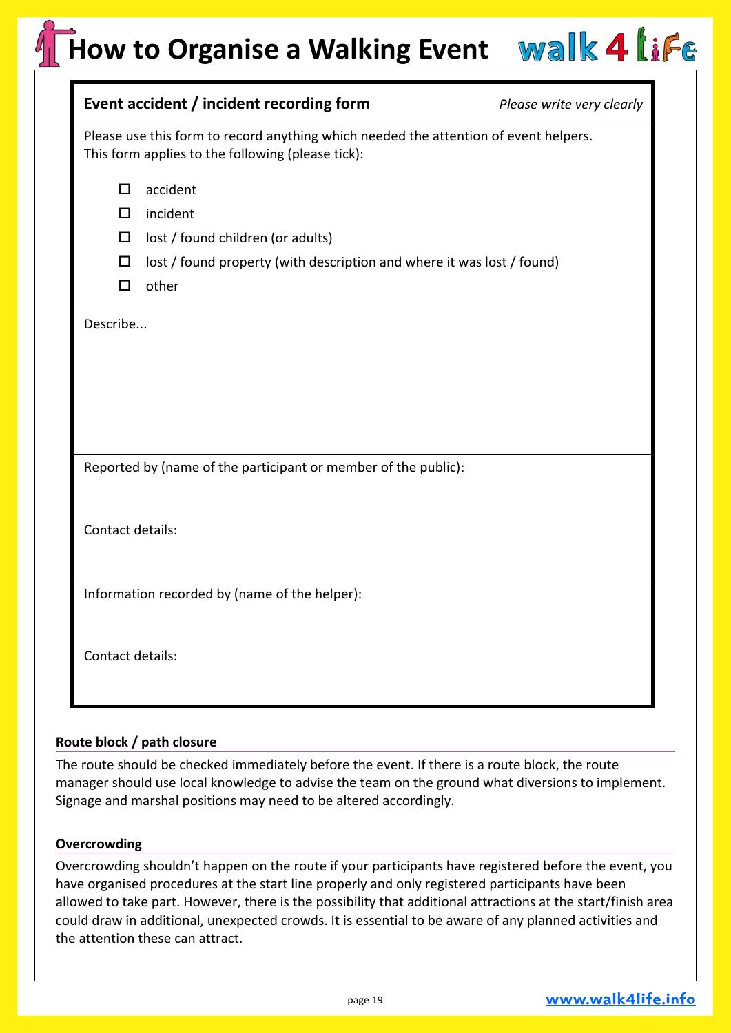# How to Organise a Walking Event

## Event accident / incident recording form

*Please write very clearly*

Please use this form to record anything which needed the attention of event helpers.
This form applies to the following (please tick):

- ☐ accident
- ☐ incident
- ☐ lost / found children (or adults)
- ☐ lost / found property (with description and where it was lost / found)
- ☐ other

Describe...

Reported by (name of the participant or member of the public):

Contact details:

Information recorded by (name of the helper):

Contact details:

### Route block / path closure

The route should be checked immediately before the event. If there is a route block, the route manager should use local knowledge to advise the team on the ground what diversions to implement. Signage and marshal positions may need to be altered accordingly.

### Overcrowding

Overcrowding shouldn't happen on the route if your participants have registered before the event, you have organised procedures at the start line properly and only registered participants have been allowed to take part. However, there is the possibility that additional attractions at the start/finish area could draw in additional, unexpected crowds. It is essential to be aware of any planned activities and the attention these can attract.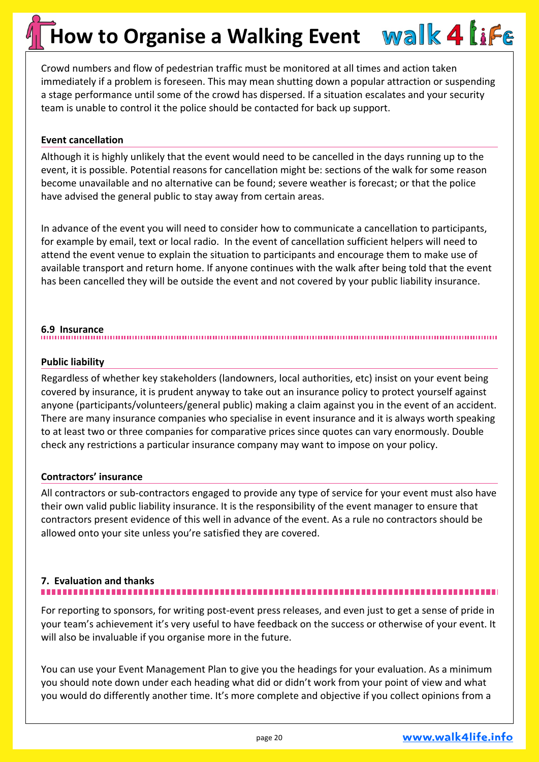Crowd numbers and flow of pedestrian traffic must be monitored at all times and action taken immediately if a problem is foreseen. This may mean shutting down a popular attraction or suspending a stage performance until some of the crowd has dispersed. If a situation escalates and your security team is unable to control it the police should be contacted for back up support.

#### Event cancellation

Although it is highly unlikely that the event would need to be cancelled in the days running up to the event, it is possible. Potential reasons for cancellation might be: sections of the walk for some reason become unavailable and no alternative can be found; severe weather is forecast; or that the police have advised the general public to stay away from certain areas.

In advance of the event you will need to consider how to communicate a cancellation to participants, for example by email, text or local radio. In the event of cancellation sufficient helpers will need to attend the event venue to explain the situation to participants and encourage them to make use of available transport and return home. If anyone continues with the walk after being told that the event has been cancelled they will be outside the event and not covered by your public liability insurance.

### 6.9 Insurance

#### Public liability

Regardless of whether key stakeholders (landowners, local authorities, etc) insist on your event being covered by insurance, it is prudent anyway to take out an insurance policy to protect yourself against anyone (participants/volunteers/general public) making a claim against you in the event of an accident. There are many insurance companies who specialise in event insurance and it is always worth speaking to at least two or three companies for comparative prices since quotes can vary enormously. Double check any restrictions a particular insurance company may want to impose on your policy.

#### Contractors' insurance

All contractors or sub-contractors engaged to provide any type of service for your event must also have their own valid public liability insurance. It is the responsibility of the event manager to ensure that contractors present evidence of this well in advance of the event. As a rule no contractors should be allowed onto your site unless you're satisfied they are covered.

## 7. Evaluation and thanks

For reporting to sponsors, for writing post-event press releases, and even just to get a sense of pride in your team's achievement it's very useful to have feedback on the success or otherwise of your event. It will also be invaluable if you organise more in the future.

You can use your Event Management Plan to give you the headings for your evaluation. As a minimum you should note down under each heading what did or didn't work from your point of view and what you would do differently another time. It's more complete and objective if you collect opinions from a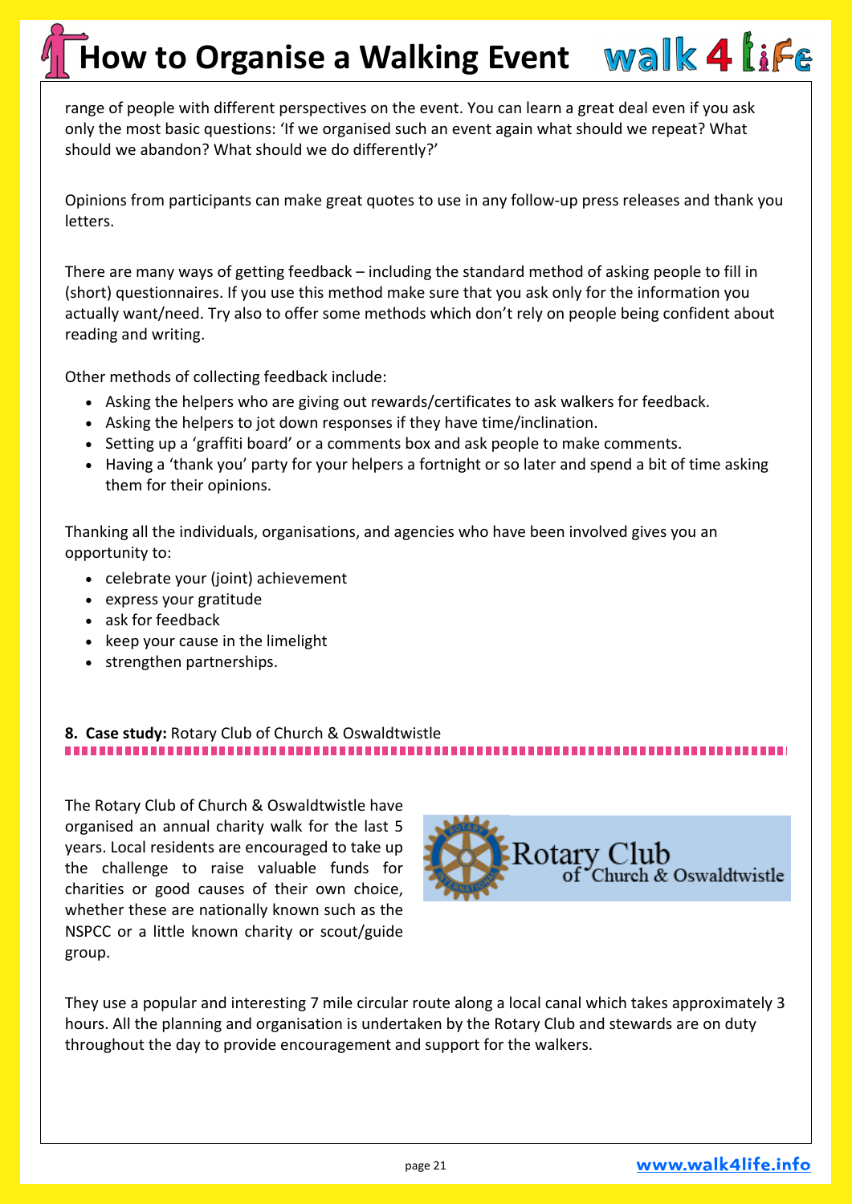range of people with different perspectives on the event. You can learn a great deal even if you ask only the most basic questions: 'If we organised such an event again what should we repeat? What should we abandon? What should we do differently?'

Opinions from participants can make great quotes to use in any follow-up press releases and thank you letters.

There are many ways of getting feedback – including the standard method of asking people to fill in (short) questionnaires. If you use this method make sure that you ask only for the information you actually want/need. Try also to offer some methods which don't rely on people being confident about reading and writing.

Other methods of collecting feedback include:

- Asking the helpers who are giving out rewards/certificates to ask walkers for feedback.
- Asking the helpers to jot down responses if they have time/inclination.
- Setting up a 'graffiti board' or a comments box and ask people to make comments.
- Having a 'thank you' party for your helpers a fortnight or so later and spend a bit of time asking them for their opinions.

Thanking all the individuals, organisations, and agencies who have been involved gives you an opportunity to:

- celebrate your (joint) achievement
- express your gratitude
- ask for feedback
- keep your cause in the limelight
- strengthen partnerships.

## 8. Case study: Rotary Club of Church & Oswaldtwistle

The Rotary Club of Church & Oswaldtwistle have organised an annual charity walk for the last 5 years. Local residents are encouraged to take up the challenge to raise valuable funds for charities or good causes of their own choice, whether these are nationally known such as the NSPCC or a little known charity or scout/guide group.

They use a popular and interesting 7 mile circular route along a local canal which takes approximately 3 hours. All the planning and organisation is undertaken by the Rotary Club and stewards are on duty throughout the day to provide encouragement and support for the walkers.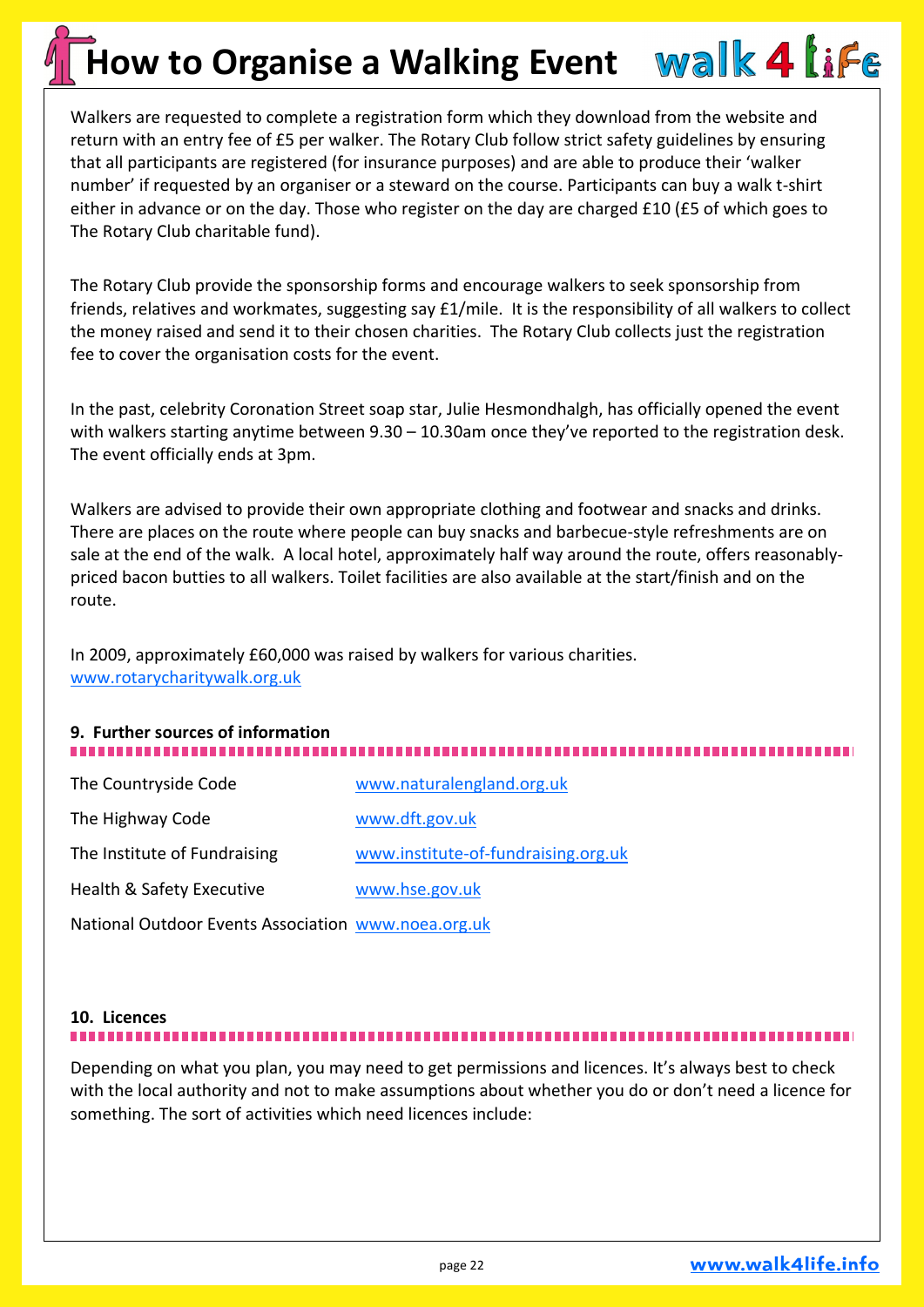Walkers are requested to complete a registration form which they download from the website and return with an entry fee of £5 per walker. The Rotary Club follow strict safety guidelines by ensuring that all participants are registered (for insurance purposes) and are able to produce their 'walker number' if requested by an organiser or a steward on the course. Participants can buy a walk t-shirt either in advance or on the day. Those who register on the day are charged £10 (£5 of which goes to The Rotary Club charitable fund).

The Rotary Club provide the sponsorship forms and encourage walkers to seek sponsorship from friends, relatives and workmates, suggesting say £1/mile. It is the responsibility of all walkers to collect the money raised and send it to their chosen charities. The Rotary Club collects just the registration fee to cover the organisation costs for the event.

In the past, celebrity Coronation Street soap star, Julie Hesmondhalgh, has officially opened the event with walkers starting anytime between 9.30 – 10.30am once they've reported to the registration desk. The event officially ends at 3pm.

Walkers are advised to provide their own appropriate clothing and footwear and snacks and drinks. There are places on the route where people can buy snacks and barbecue-style refreshments are on sale at the end of the walk. A local hotel, approximately half way around the route, offers reasonably-priced bacon butties to all walkers. Toilet facilities are also available at the start/finish and on the route.

In 2009, approximately £60,000 was raised by walkers for various charities.
www.rotarycharitywalk.org.uk

## 9. Further sources of information

| | |
|---|---|
| The Countryside Code | www.naturalengland.org.uk |
| The Highway Code | www.dft.gov.uk |
| The Institute of Fundraising | www.institute-of-fundraising.org.uk |
| Health & Safety Executive | www.hse.gov.uk |
| National Outdoor Events Association | www.noea.org.uk |

## 10. Licences

Depending on what you plan, you may need to get permissions and licences. It's always best to check with the local authority and not to make assumptions about whether you do or don't need a licence for something. The sort of activities which need licences include: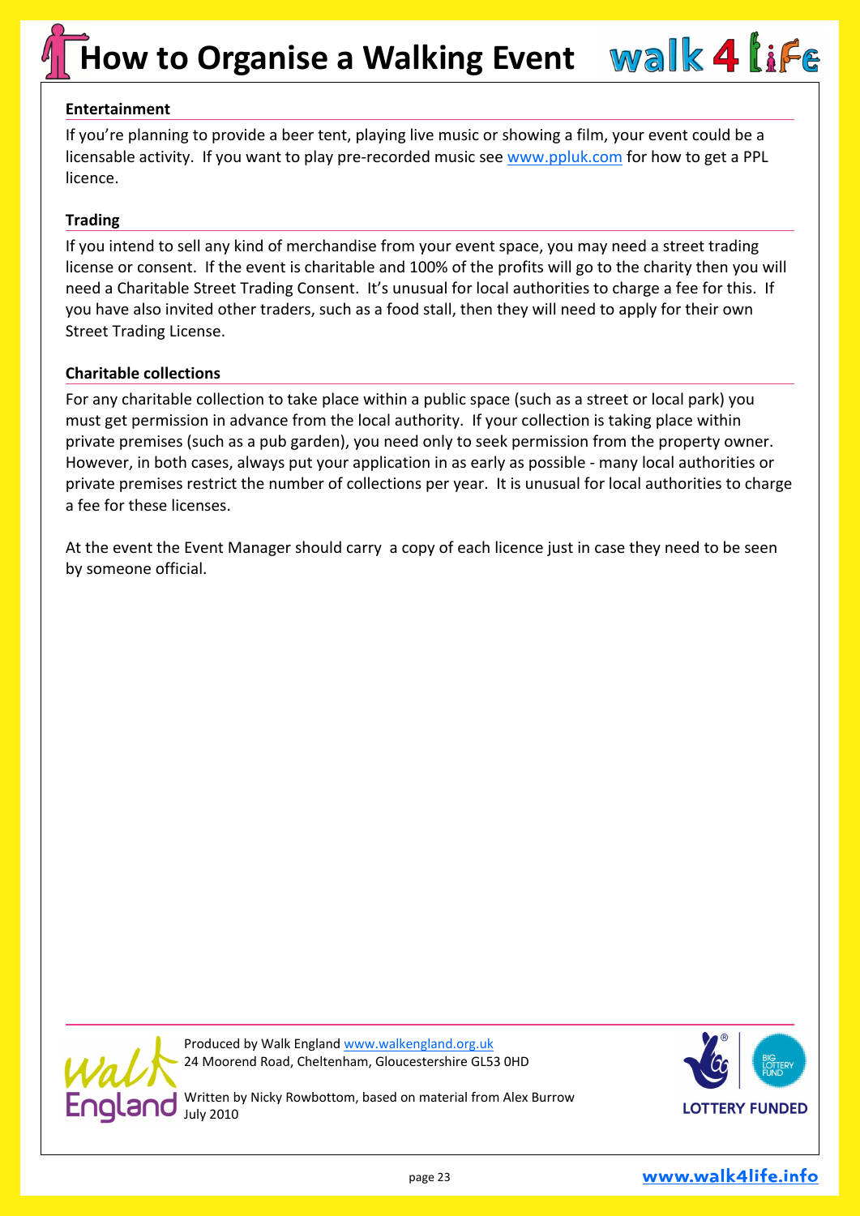### Entertainment

If you're planning to provide a beer tent, playing live music or showing a film, your event could be a licensable activity. If you want to play pre-recorded music see www.ppluk.com for how to get a PPL licence.

### Trading

If you intend to sell any kind of merchandise from your event space, you may need a street trading license or consent. If the event is charitable and 100% of the profits will go to the charity then you will need a Charitable Street Trading Consent. It's unusual for local authorities to charge a fee for this. If you have also invited other traders, such as a food stall, then they will need to apply for their own Street Trading License.

### Charitable collections

For any charitable collection to take place within a public space (such as a street or local park) you must get permission in advance from the local authority. If your collection is taking place within private premises (such as a pub garden), you need only to seek permission from the property owner. However, in both cases, always put your application in as early as possible - many local authorities or private premises restrict the number of collections per year. It is unusual for local authorities to charge a fee for these licenses.

At the event the Event Manager should carry a copy of each licence just in case they need to be seen by someone official.

Produced by Walk England www.walkengland.org.uk
24 Moorend Road, Cheltenham, Gloucestershire GL53 0HD

Written by Nicky Rowbottom, based on material from Alex Burrow
July 2010

LOTTERY FUNDED